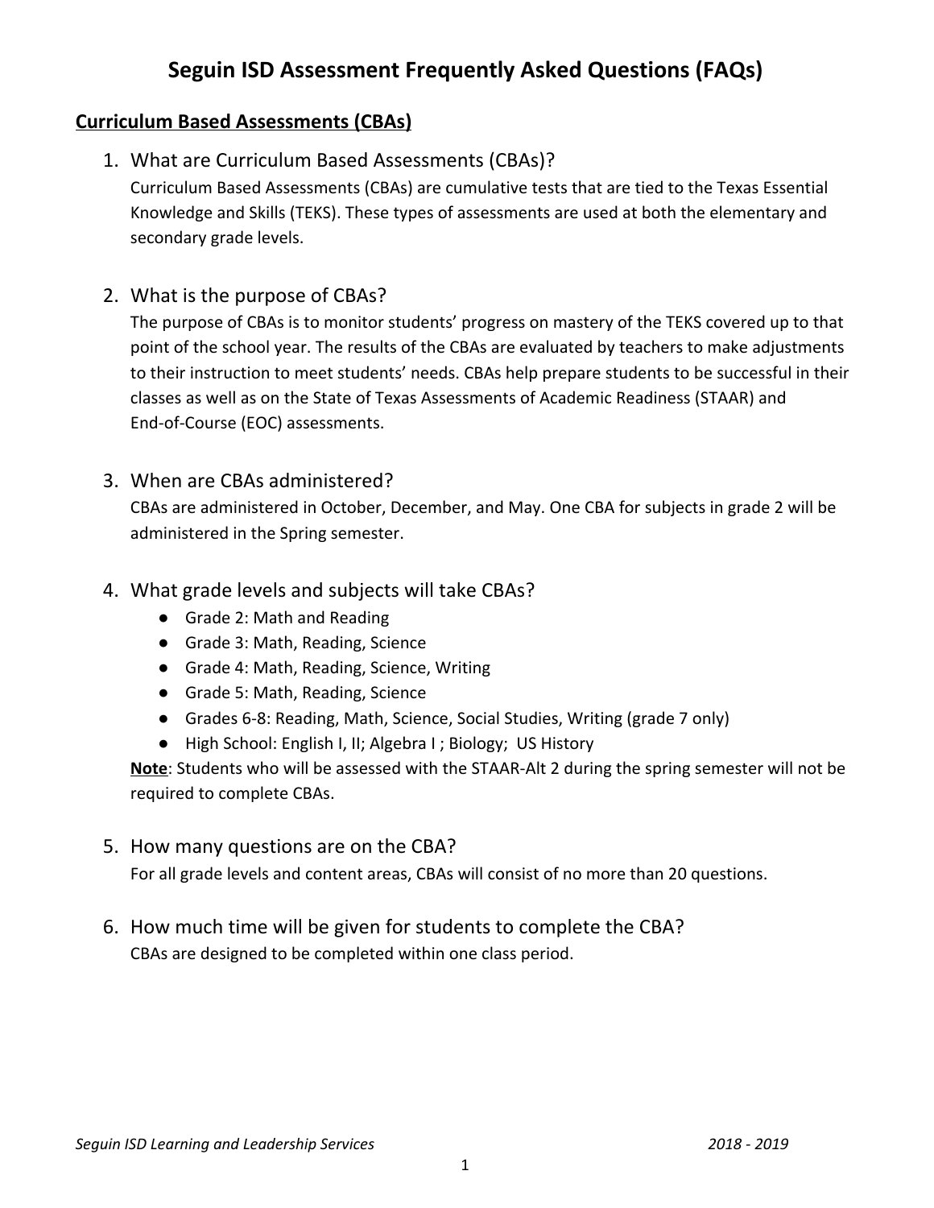# Seguin ISD Assessment Frequently Asked Questions (FAQs)

## Curriculum Based Assessments (CBAs)

1. What are Curriculum Based Assessments (CBAs)?

   Curriculum Based Assessments (CBAs) are cumulative tests that are tied to the Texas Essential Knowledge and Skills (TEKS). These types of assessments are used at both the elementary and secondary grade levels.

2. What is the purpose of CBAs?

   The purpose of CBAs is to monitor students' progress on mastery of the TEKS covered up to that point of the school year. The results of the CBAs are evaluated by teachers to make adjustments to their instruction to meet students' needs. CBAs help prepare students to be successful in their classes as well as on the State of Texas Assessments of Academic Readiness (STAAR) and End-of-Course (EOC) assessments.

3. When are CBAs administered?

   CBAs are administered in October, December, and May. One CBA for subjects in grade 2 will be administered in the Spring semester.

4. What grade levels and subjects will take CBAs?
   - Grade 2: Math and Reading
   - Grade 3: Math, Reading, Science
   - Grade 4: Math, Reading, Science, Writing
   - Grade 5: Math, Reading, Science
   - Grades 6-8: Reading, Math, Science, Social Studies, Writing (grade 7 only)
   - High School: English I, II; Algebra I ; Biology; US History

   **Note**: Students who will be assessed with the STAAR-Alt 2 during the spring semester will not be required to complete CBAs.

5. How many questions are on the CBA?

   For all grade levels and content areas, CBAs will consist of no more than 20 questions.

6. How much time will be given for students to complete the CBA?

   CBAs are designed to be completed within one class period.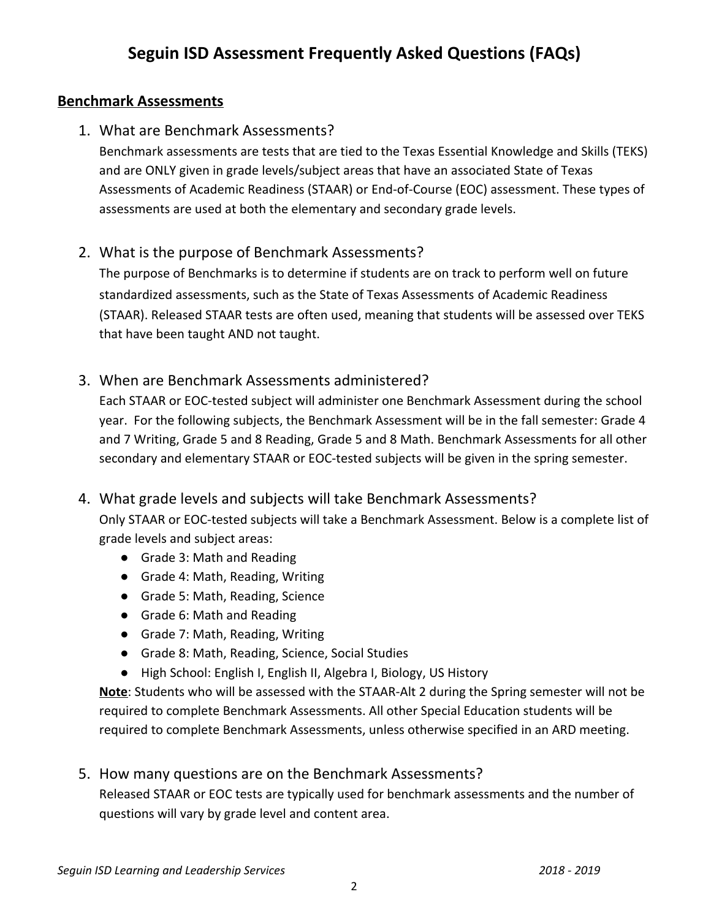# Seguin ISD Assessment Frequently Asked Questions (FAQs)

## Benchmark Assessments

1. What are Benchmark Assessments?

   Benchmark assessments are tests that are tied to the Texas Essential Knowledge and Skills (TEKS) and are ONLY given in grade levels/subject areas that have an associated State of Texas Assessments of Academic Readiness (STAAR) or End-of-Course (EOC) assessment. These types of assessments are used at both the elementary and secondary grade levels.

2. What is the purpose of Benchmark Assessments?

   The purpose of Benchmarks is to determine if students are on track to perform well on future standardized assessments, such as the State of Texas Assessments of Academic Readiness (STAAR). Released STAAR tests are often used, meaning that students will be assessed over TEKS that have been taught AND not taught.

3. When are Benchmark Assessments administered?

   Each STAAR or EOC-tested subject will administer one Benchmark Assessment during the school year. For the following subjects, the Benchmark Assessment will be in the fall semester: Grade 4 and 7 Writing, Grade 5 and 8 Reading, Grade 5 and 8 Math. Benchmark Assessments for all other secondary and elementary STAAR or EOC-tested subjects will be given in the spring semester.

4. What grade levels and subjects will take Benchmark Assessments?

   Only STAAR or EOC-tested subjects will take a Benchmark Assessment. Below is a complete list of grade levels and subject areas:

   - Grade 3: Math and Reading
   - Grade 4: Math, Reading, Writing
   - Grade 5: Math, Reading, Science
   - Grade 6: Math and Reading
   - Grade 7: Math, Reading, Writing
   - Grade 8: Math, Reading, Science, Social Studies
   - High School: English I, English II, Algebra I, Biology, US History

   **Note**: Students who will be assessed with the STAAR-Alt 2 during the Spring semester will not be required to complete Benchmark Assessments. All other Special Education students will be required to complete Benchmark Assessments, unless otherwise specified in an ARD meeting.

5. How many questions are on the Benchmark Assessments?

   Released STAAR or EOC tests are typically used for benchmark assessments and the number of questions will vary by grade level and content area.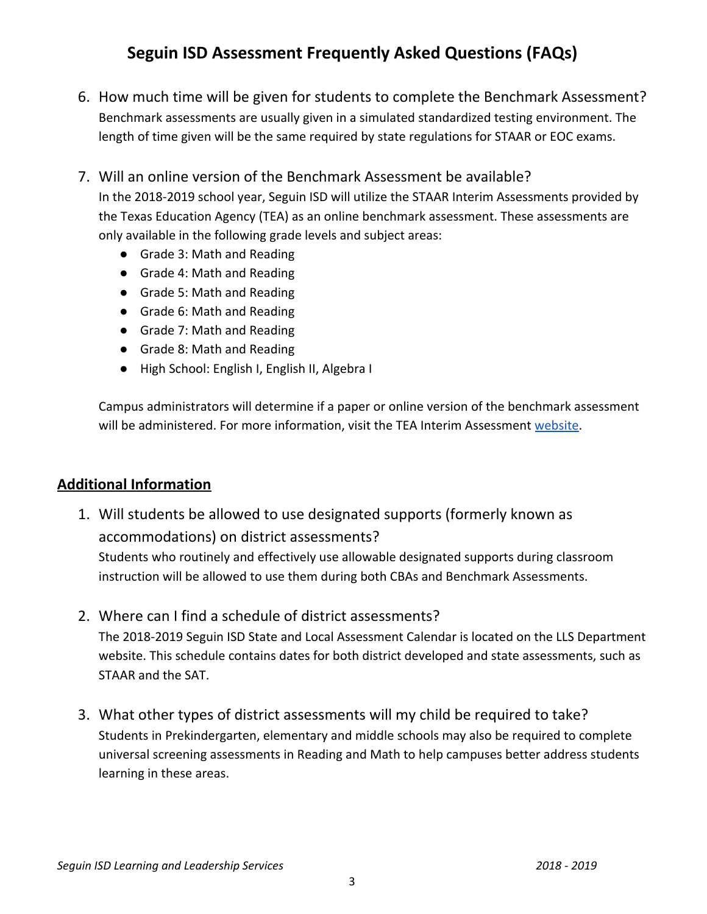# Seguin ISD Assessment Frequently Asked Questions (FAQs)

6. How much time will be given for students to complete the Benchmark Assessment?
   Benchmark assessments are usually given in a simulated standardized testing environment. The length of time given will be the same required by state regulations for STAAR or EOC exams.

7. Will an online version of the Benchmark Assessment be available?
   In the 2018-2019 school year, Seguin ISD will utilize the STAAR Interim Assessments provided by the Texas Education Agency (TEA) as an online benchmark assessment. These assessments are only available in the following grade levels and subject areas:
   - Grade 3: Math and Reading
   - Grade 4: Math and Reading
   - Grade 5: Math and Reading
   - Grade 6: Math and Reading
   - Grade 7: Math and Reading
   - Grade 8: Math and Reading
   - High School: English I, English II, Algebra I

   Campus administrators will determine if a paper or online version of the benchmark assessment will be administered. For more information, visit the TEA Interim Assessment website.

## Additional Information

1. Will students be allowed to use designated supports (formerly known as accommodations) on district assessments?
   Students who routinely and effectively use allowable designated supports during classroom instruction will be allowed to use them during both CBAs and Benchmark Assessments.

2. Where can I find a schedule of district assessments?
   The 2018-2019 Seguin ISD State and Local Assessment Calendar is located on the LLS Department website. This schedule contains dates for both district developed and state assessments, such as STAAR and the SAT.

3. What other types of district assessments will my child be required to take?
   Students in Prekindergarten, elementary and middle schools may also be required to complete universal screening assessments in Reading and Math to help campuses better address students learning in these areas.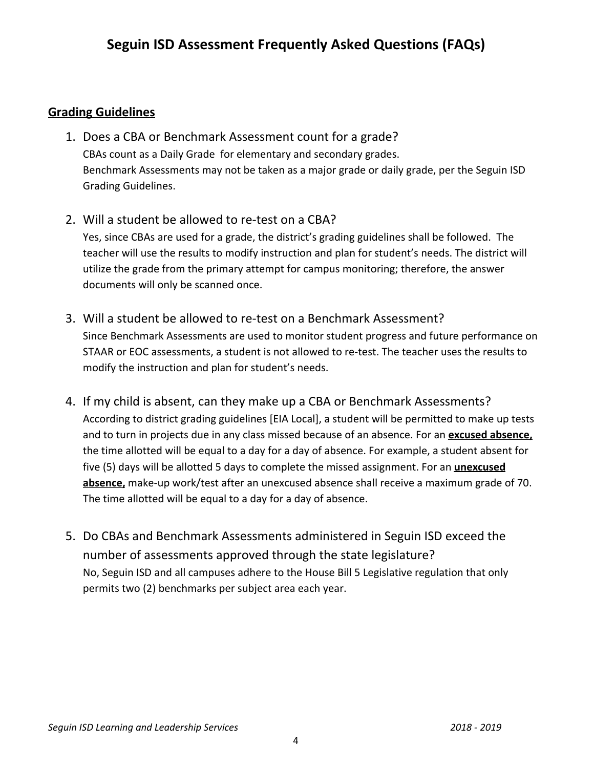# Seguin ISD Assessment Frequently Asked Questions (FAQs)

## Grading Guidelines

1. Does a CBA or Benchmark Assessment count for a grade?
   CBAs count as a Daily Grade for elementary and secondary grades.
   Benchmark Assessments may not be taken as a major grade or daily grade, per the Seguin ISD Grading Guidelines.

2. Will a student be allowed to re-test on a CBA?
   Yes, since CBAs are used for a grade, the district's grading guidelines shall be followed. The teacher will use the results to modify instruction and plan for student's needs. The district will utilize the grade from the primary attempt for campus monitoring; therefore, the answer documents will only be scanned once.

3. Will a student be allowed to re-test on a Benchmark Assessment?
   Since Benchmark Assessments are used to monitor student progress and future performance on STAAR or EOC assessments, a student is not allowed to re-test. The teacher uses the results to modify the instruction and plan for student's needs.

4. If my child is absent, can they make up a CBA or Benchmark Assessments?
   According to district grading guidelines [EIA Local], a student will be permitted to make up tests and to turn in projects due in any class missed because of an absence. For an **excused absence,** the time allotted will be equal to a day for a day of absence. For example, a student absent for five (5) days will be allotted 5 days to complete the missed assignment. For an **unexcused absence,** make-up work/test after an unexcused absence shall receive a maximum grade of 70. The time allotted will be equal to a day for a day of absence.

5. Do CBAs and Benchmark Assessments administered in Seguin ISD exceed the number of assessments approved through the state legislature?
   No, Seguin ISD and all campuses adhere to the House Bill 5 Legislative regulation that only permits two (2) benchmarks per subject area each year.